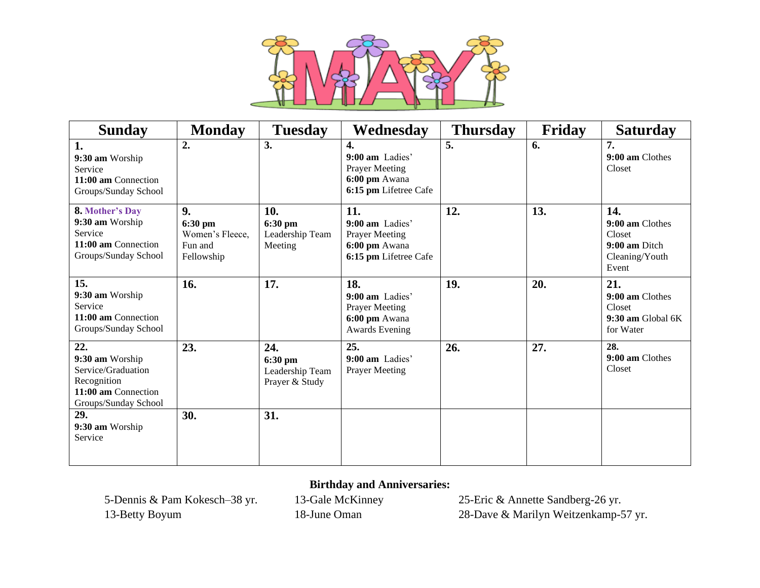# MAY

| Sunday | Monday | Tuesday | Wednesday | Thursday | Friday | Saturday |
|---|---|---|---|---|---|---|
| **1.** **9:30 am** Worship Service **11:00 am** Connection Groups/Sunday School | **2.** | **3.** | **4.** **9:00 am** Ladies' Prayer Meeting **6:00 pm** Awana **6:15 pm** Lifetree Cafe | **5.** | **6.** | **7.** **9:00 am** Clothes Closet |
| **8. Mother's Day** **9:30 am** Worship Service **11:00 am** Connection Groups/Sunday School | **9.** **6:30 pm** Women's Fleece, Fun and Fellowship | **10.** **6:30 pm** Leadership Team Meeting | **11.** **9:00 am** Ladies' Prayer Meeting **6:00 pm** Awana **6:15 pm** Lifetree Cafe | **12.** | **13.** | **14.** **9:00 am** Clothes Closet **9:00 am** Ditch Cleaning/Youth Event |
| **15.** **9:30 am** Worship Service **11:00 am** Connection Groups/Sunday School | **16.** | **17.** | **18.** **9:00 am** Ladies' Prayer Meeting **6:00 pm** Awana Awards Evening | **19.** | **20.** | **21.** **9:00 am** Clothes Closet **9:30 am** Global 6K for Water |
| **22.** **9:30 am** Worship Service/Graduation Recognition **11:00 am** Connection Groups/Sunday School | **23.** | **24.** **6:30 pm** Leadership Team Prayer & Study | **25.** **9:00 am** Ladies' Prayer Meeting | **26.** | **27.** | **28.** **9:00 am** Clothes Closet |
| **29.** **9:30 am** Worship Service | **30.** | **31.** | | | | |

**Birthday and Anniversaries:**

5-Dennis & Pam Kokesch–38 yr.
13-Betty Boyum
13-Gale McKinney
18-June Oman
25-Eric & Annette Sandberg-26 yr.
28-Dave & Marilyn Weitzenkamp-57 yr.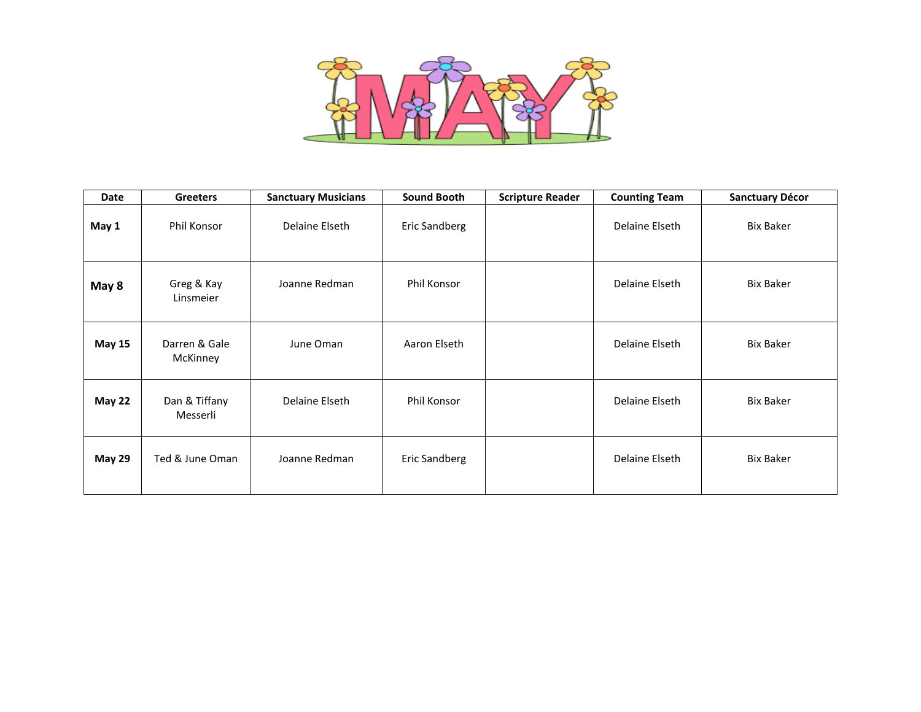# MAY

| Date | Greeters | Sanctuary Musicians | Sound Booth | Scripture Reader | Counting Team | Sanctuary Décor |
|---|---|---|---|---|---|---|
| **May 1** | Phil Konsor | Delaine Elseth | Eric Sandberg | | Delaine Elseth | Bix Baker |
| **May 8** | Greg & Kay Linsmeier | Joanne Redman | Phil Konsor | | Delaine Elseth | Bix Baker |
| **May 15** | Darren & Gale McKinney | June Oman | Aaron Elseth | | Delaine Elseth | Bix Baker |
| **May 22** | Dan & Tiffany Messerli | Delaine Elseth | Phil Konsor | | Delaine Elseth | Bix Baker |
| **May 29** | Ted & June Oman | Joanne Redman | Eric Sandberg | | Delaine Elseth | Bix Baker |